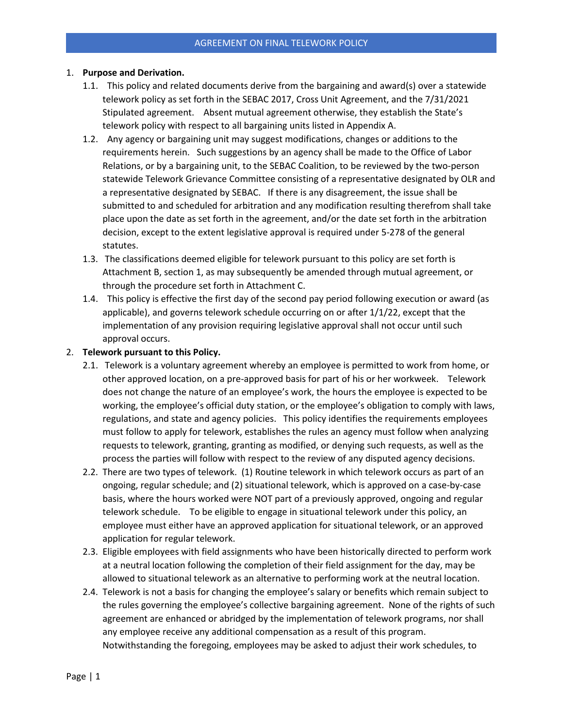# AGREEMENT ON FINAL TELEWORK POLICY

1. **Purpose and Derivation.**
   - 1.1. This policy and related documents derive from the bargaining and award(s) over a statewide telework policy as set forth in the SEBAC 2017, Cross Unit Agreement, and the 7/31/2021 Stipulated agreement. Absent mutual agreement otherwise, they establish the State's telework policy with respect to all bargaining units listed in Appendix A.
   - 1.2. Any agency or bargaining unit may suggest modifications, changes or additions to the requirements herein. Such suggestions by an agency shall be made to the Office of Labor Relations, or by a bargaining unit, to the SEBAC Coalition, to be reviewed by the two-person statewide Telework Grievance Committee consisting of a representative designated by OLR and a representative designated by SEBAC. If there is any disagreement, the issue shall be submitted to and scheduled for arbitration and any modification resulting therefrom shall take place upon the date as set forth in the agreement, and/or the date set forth in the arbitration decision, except to the extent legislative approval is required under 5-278 of the general statutes.
   - 1.3. The classifications deemed eligible for telework pursuant to this policy are set forth is Attachment B, section 1, as may subsequently be amended through mutual agreement, or through the procedure set forth in Attachment C.
   - 1.4. This policy is effective the first day of the second pay period following execution or award (as applicable), and governs telework schedule occurring on or after 1/1/22, except that the implementation of any provision requiring legislative approval shall not occur until such approval occurs.
2. **Telework pursuant to this Policy.**
   - 2.1. Telework is a voluntary agreement whereby an employee is permitted to work from home, or other approved location, on a pre-approved basis for part of his or her workweek. Telework does not change the nature of an employee's work, the hours the employee is expected to be working, the employee's official duty station, or the employee's obligation to comply with laws, regulations, and state and agency policies. This policy identifies the requirements employees must follow to apply for telework, establishes the rules an agency must follow when analyzing requests to telework, granting, granting as modified, or denying such requests, as well as the process the parties will follow with respect to the review of any disputed agency decisions.
   - 2.2. There are two types of telework. (1) Routine telework in which telework occurs as part of an ongoing, regular schedule; and (2) situational telework, which is approved on a case-by-case basis, where the hours worked were NOT part of a previously approved, ongoing and regular telework schedule. To be eligible to engage in situational telework under this policy, an employee must either have an approved application for situational telework, or an approved application for regular telework.
   - 2.3. Eligible employees with field assignments who have been historically directed to perform work at a neutral location following the completion of their field assignment for the day, may be allowed to situational telework as an alternative to performing work at the neutral location.
   - 2.4. Telework is not a basis for changing the employee's salary or benefits which remain subject to the rules governing the employee's collective bargaining agreement. None of the rights of such agreement are enhanced or abridged by the implementation of telework programs, nor shall any employee receive any additional compensation as a result of this program. Notwithstanding the foregoing, employees may be asked to adjust their work schedules, to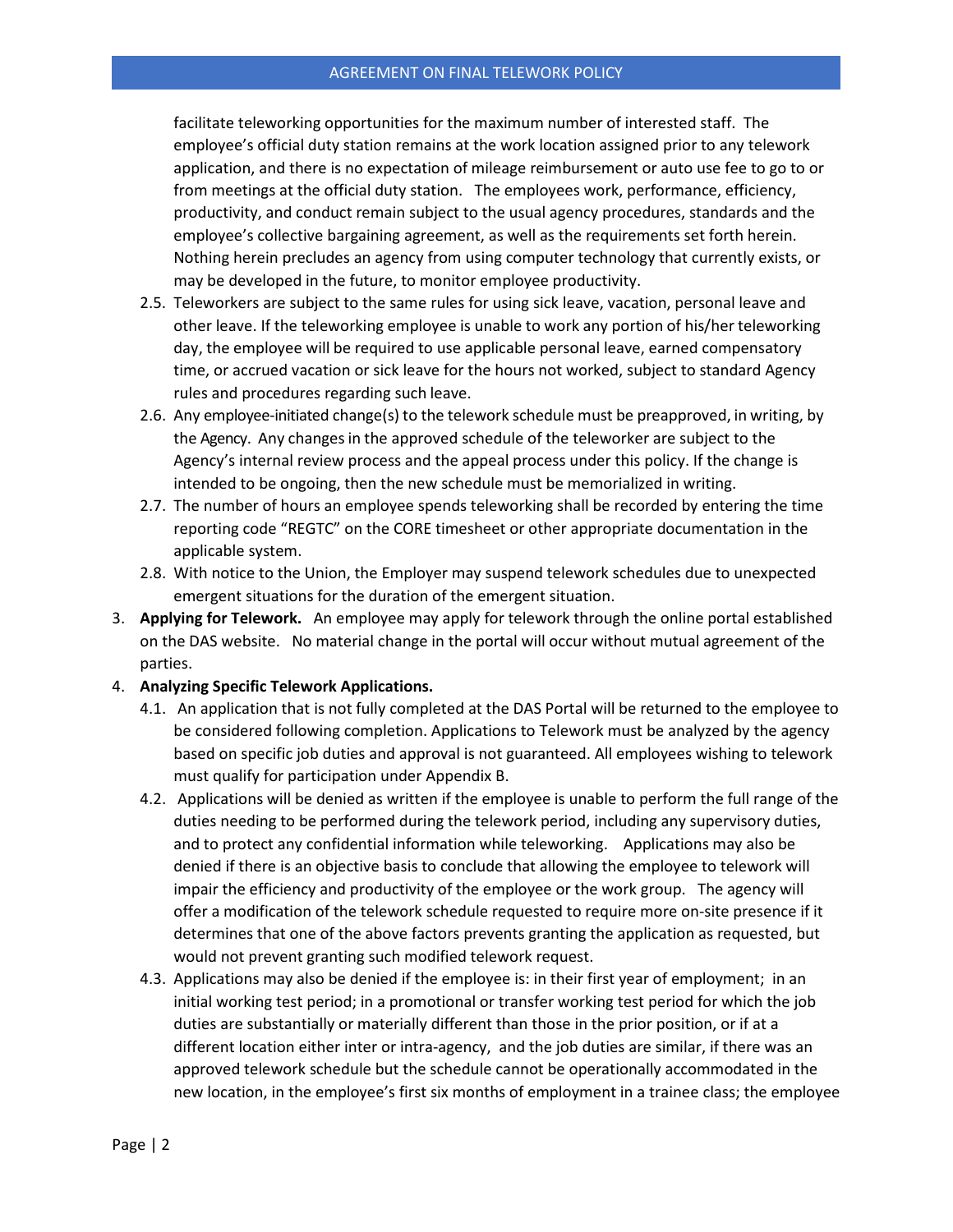facilitate teleworking opportunities for the maximum number of interested staff. The employee's official duty station remains at the work location assigned prior to any telework application, and there is no expectation of mileage reimbursement or auto use fee to go to or from meetings at the official duty station. The employees work, performance, efficiency, productivity, and conduct remain subject to the usual agency procedures, standards and the employee's collective bargaining agreement, as well as the requirements set forth herein. Nothing herein precludes an agency from using computer technology that currently exists, or may be developed in the future, to monitor employee productivity.

2.5. Teleworkers are subject to the same rules for using sick leave, vacation, personal leave and other leave. If the teleworking employee is unable to work any portion of his/her teleworking day, the employee will be required to use applicable personal leave, earned compensatory time, or accrued vacation or sick leave for the hours not worked, subject to standard Agency rules and procedures regarding such leave.

2.6. Any employee-initiated change(s) to the telework schedule must be preapproved, in writing, by the Agency. Any changes in the approved schedule of the teleworker are subject to the Agency's internal review process and the appeal process under this policy. If the change is intended to be ongoing, then the new schedule must be memorialized in writing.

2.7. The number of hours an employee spends teleworking shall be recorded by entering the time reporting code "REGTC" on the CORE timesheet or other appropriate documentation in the applicable system.

2.8. With notice to the Union, the Employer may suspend telework schedules due to unexpected emergent situations for the duration of the emergent situation.

3. **Applying for Telework.** An employee may apply for telework through the online portal established on the DAS website. No material change in the portal will occur without mutual agreement of the parties.

4. **Analyzing Specific Telework Applications.**

4.1. An application that is not fully completed at the DAS Portal will be returned to the employee to be considered following completion. Applications to Telework must be analyzed by the agency based on specific job duties and approval is not guaranteed. All employees wishing to telework must qualify for participation under Appendix B.

4.2. Applications will be denied as written if the employee is unable to perform the full range of the duties needing to be performed during the telework period, including any supervisory duties, and to protect any confidential information while teleworking. Applications may also be denied if there is an objective basis to conclude that allowing the employee to telework will impair the efficiency and productivity of the employee or the work group. The agency will offer a modification of the telework schedule requested to require more on-site presence if it determines that one of the above factors prevents granting the application as requested, but would not prevent granting such modified telework request.

4.3. Applications may also be denied if the employee is: in their first year of employment; in an initial working test period; in a promotional or transfer working test period for which the job duties are substantially or materially different than those in the prior position, or if at a different location either inter or intra-agency, and the job duties are similar, if there was an approved telework schedule but the schedule cannot be operationally accommodated in the new location, in the employee's first six months of employment in a trainee class; the employee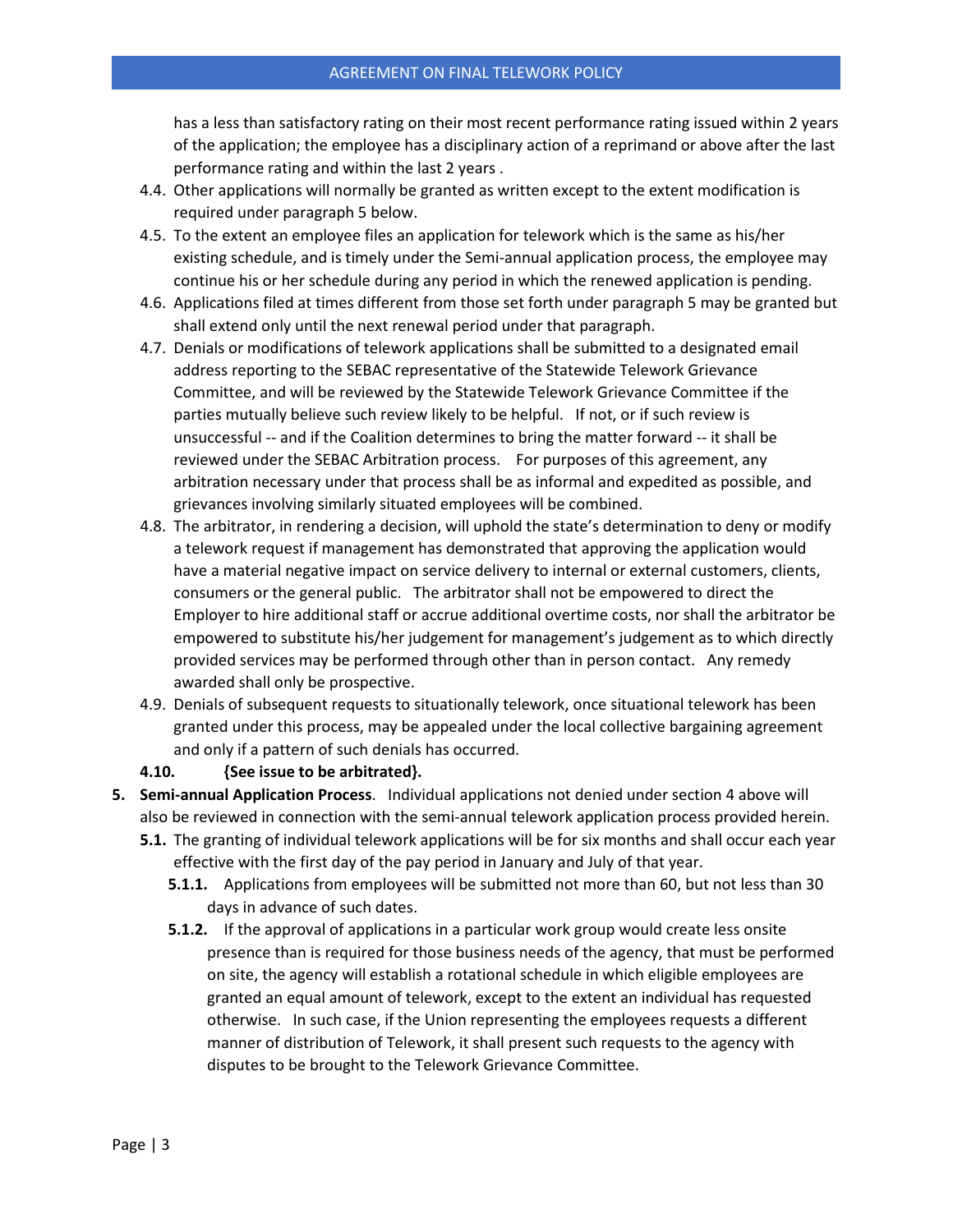has a less than satisfactory rating on their most recent performance rating issued within 2 years of the application; the employee has a disciplinary action of a reprimand or above after the last performance rating and within the last 2 years .

4.4. Other applications will normally be granted as written except to the extent modification is required under paragraph 5 below.

4.5. To the extent an employee files an application for telework which is the same as his/her existing schedule, and is timely under the Semi-annual application process, the employee may continue his or her schedule during any period in which the renewed application is pending.

4.6. Applications filed at times different from those set forth under paragraph 5 may be granted but shall extend only until the next renewal period under that paragraph.

4.7. Denials or modifications of telework applications shall be submitted to a designated email address reporting to the SEBAC representative of the Statewide Telework Grievance Committee, and will be reviewed by the Statewide Telework Grievance Committee if the parties mutually believe such review likely to be helpful. If not, or if such review is unsuccessful -- and if the Coalition determines to bring the matter forward -- it shall be reviewed under the SEBAC Arbitration process. For purposes of this agreement, any arbitration necessary under that process shall be as informal and expedited as possible, and grievances involving similarly situated employees will be combined.

4.8. The arbitrator, in rendering a decision, will uphold the state's determination to deny or modify a telework request if management has demonstrated that approving the application would have a material negative impact on service delivery to internal or external customers, clients, consumers or the general public. The arbitrator shall not be empowered to direct the Employer to hire additional staff or accrue additional overtime costs, nor shall the arbitrator be empowered to substitute his/her judgement for management's judgement as to which directly provided services may be performed through other than in person contact. Any remedy awarded shall only be prospective.

4.9. Denials of subsequent requests to situationally telework, once situational telework has been granted under this process, may be appealed under the local collective bargaining agreement and only if a pattern of such denials has occurred.

**4.10. {See issue to be arbitrated}.**

5. **Semi-annual Application Process**. Individual applications not denied under section 4 above will also be reviewed in connection with the semi-annual telework application process provided herein.

**5.1.** The granting of individual telework applications will be for six months and shall occur each year effective with the first day of the pay period in January and July of that year.

**5.1.1.** Applications from employees will be submitted not more than 60, but not less than 30 days in advance of such dates.

**5.1.2.** If the approval of applications in a particular work group would create less onsite presence than is required for those business needs of the agency, that must be performed on site, the agency will establish a rotational schedule in which eligible employees are granted an equal amount of telework, except to the extent an individual has requested otherwise. In such case, if the Union representing the employees requests a different manner of distribution of Telework, it shall present such requests to the agency with disputes to be brought to the Telework Grievance Committee.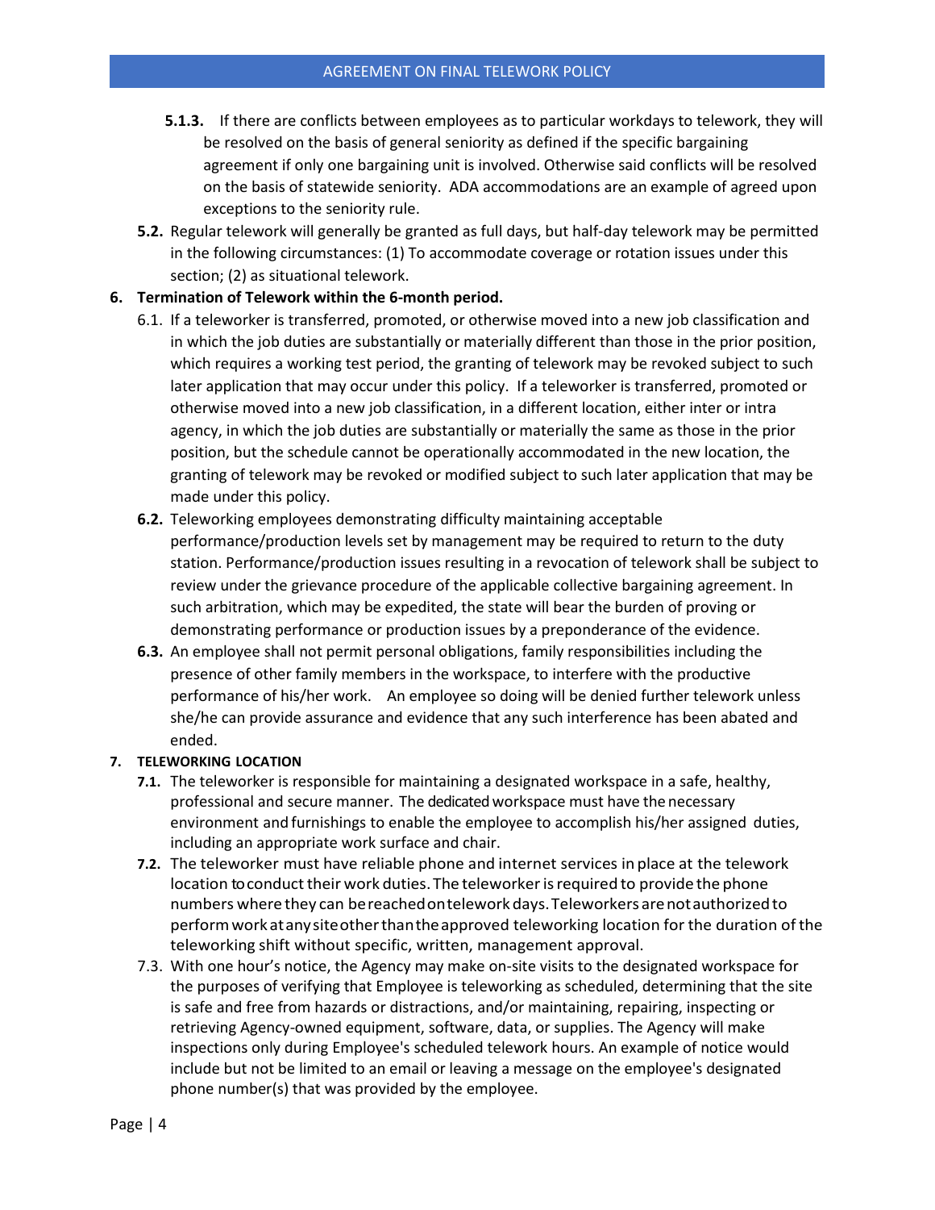**5.1.3.** If there are conflicts between employees as to particular workdays to telework, they will be resolved on the basis of general seniority as defined if the specific bargaining agreement if only one bargaining unit is involved. Otherwise said conflicts will be resolved on the basis of statewide seniority. ADA accommodations are an example of agreed upon exceptions to the seniority rule.

**5.2.** Regular telework will generally be granted as full days, but half-day telework may be permitted in the following circumstances: (1) To accommodate coverage or rotation issues under this section; (2) as situational telework.

**6. Termination of Telework within the 6-month period.**

6.1. If a teleworker is transferred, promoted, or otherwise moved into a new job classification and in which the job duties are substantially or materially different than those in the prior position, which requires a working test period, the granting of telework may be revoked subject to such later application that may occur under this policy. If a teleworker is transferred, promoted or otherwise moved into a new job classification, in a different location, either inter or intra agency, in which the job duties are substantially or materially the same as those in the prior position, but the schedule cannot be operationally accommodated in the new location, the granting of telework may be revoked or modified subject to such later application that may be made under this policy.

**6.2.** Teleworking employees demonstrating difficulty maintaining acceptable performance/production levels set by management may be required to return to the duty station. Performance/production issues resulting in a revocation of telework shall be subject to review under the grievance procedure of the applicable collective bargaining agreement. In such arbitration, which may be expedited, the state will bear the burden of proving or demonstrating performance or production issues by a preponderance of the evidence.

**6.3.** An employee shall not permit personal obligations, family responsibilities including the presence of other family members in the workspace, to interfere with the productive performance of his/her work. An employee so doing will be denied further telework unless she/he can provide assurance and evidence that any such interference has been abated and ended.

**7. TELEWORKING LOCATION**

**7.1.** The teleworker is responsible for maintaining a designated workspace in a safe, healthy, professional and secure manner. The dedicated workspace must have the necessary environment and furnishings to enable the employee to accomplish his/her assigned duties, including an appropriate work surface and chair.

**7.2.** The teleworker must have reliable phone and internet services in place at the telework location to conduct their work duties. The teleworker is required to provide the phone numbers where they can be reached on telework days. Teleworkers are not authorized to perform work at any site other than the approved teleworking location for the duration of the teleworking shift without specific, written, management approval.

7.3. With one hour's notice, the Agency may make on-site visits to the designated workspace for the purposes of verifying that Employee is teleworking as scheduled, determining that the site is safe and free from hazards or distractions, and/or maintaining, repairing, inspecting or retrieving Agency-owned equipment, software, data, or supplies. The Agency will make inspections only during Employee's scheduled telework hours. An example of notice would include but not be limited to an email or leaving a message on the employee's designated phone number(s) that was provided by the employee.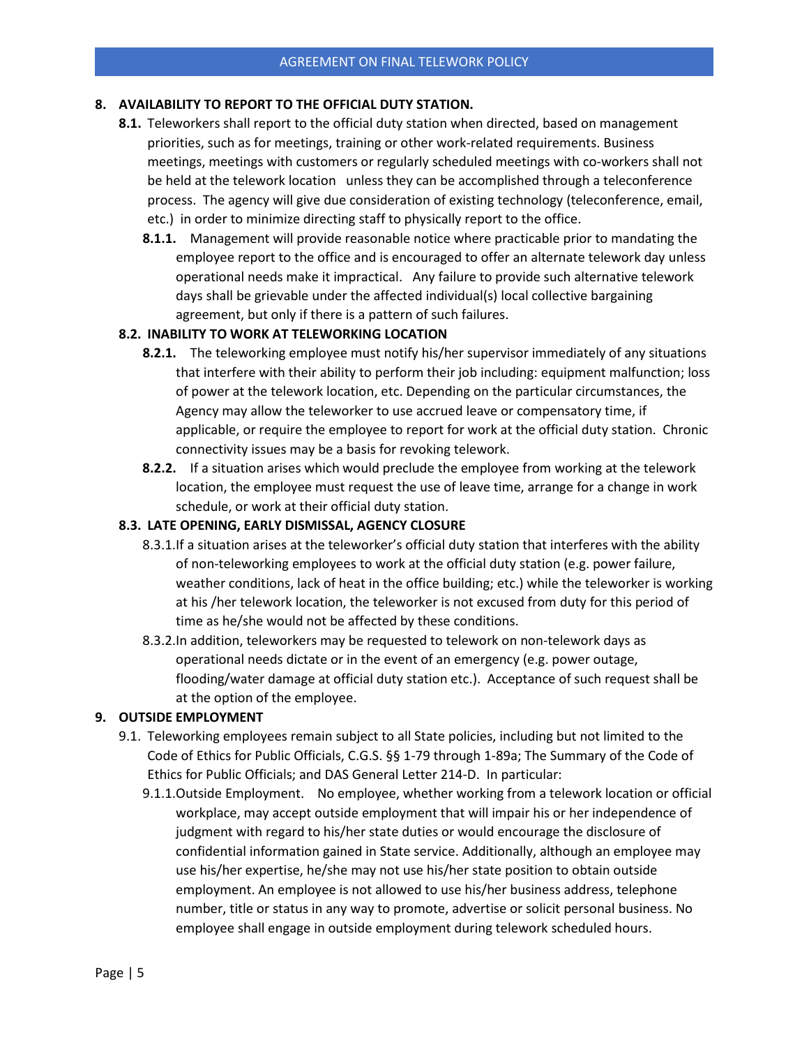**8. AVAILABILITY TO REPORT TO THE OFFICIAL DUTY STATION.**

**8.1.** Teleworkers shall report to the official duty station when directed, based on management priorities, such as for meetings, training or other work-related requirements. Business meetings, meetings with customers or regularly scheduled meetings with co-workers shall not be held at the telework location unless they can be accomplished through a teleconference process. The agency will give due consideration of existing technology (teleconference, email, etc.) in order to minimize directing staff to physically report to the office.

**8.1.1.** Management will provide reasonable notice where practicable prior to mandating the employee report to the office and is encouraged to offer an alternate telework day unless operational needs make it impractical. Any failure to provide such alternative telework days shall be grievable under the affected individual(s) local collective bargaining agreement, but only if there is a pattern of such failures.

**8.2. INABILITY TO WORK AT TELEWORKING LOCATION**

**8.2.1.** The teleworking employee must notify his/her supervisor immediately of any situations that interfere with their ability to perform their job including: equipment malfunction; loss of power at the telework location, etc. Depending on the particular circumstances, the Agency may allow the teleworker to use accrued leave or compensatory time, if applicable, or require the employee to report for work at the official duty station. Chronic connectivity issues may be a basis for revoking telework.

**8.2.2.** If a situation arises which would preclude the employee from working at the telework location, the employee must request the use of leave time, arrange for a change in work schedule, or work at their official duty station.

**8.3. LATE OPENING, EARLY DISMISSAL, AGENCY CLOSURE**

8.3.1. If a situation arises at the teleworker's official duty station that interferes with the ability of non-teleworking employees to work at the official duty station (e.g. power failure, weather conditions, lack of heat in the office building; etc.) while the teleworker is working at his /her telework location, the teleworker is not excused from duty for this period of time as he/she would not be affected by these conditions.

8.3.2. In addition, teleworkers may be requested to telework on non-telework days as operational needs dictate or in the event of an emergency (e.g. power outage, flooding/water damage at official duty station etc.). Acceptance of such request shall be at the option of the employee.

**9. OUTSIDE EMPLOYMENT**

9.1. Teleworking employees remain subject to all State policies, including but not limited to the Code of Ethics for Public Officials, C.G.S. §§ 1-79 through 1-89a; The Summary of the Code of Ethics for Public Officials; and DAS General Letter 214-D. In particular:

9.1.1. Outside Employment. No employee, whether working from a telework location or official workplace, may accept outside employment that will impair his or her independence of judgment with regard to his/her state duties or would encourage the disclosure of confidential information gained in State service. Additionally, although an employee may use his/her expertise, he/she may not use his/her state position to obtain outside employment. An employee is not allowed to use his/her business address, telephone number, title or status in any way to promote, advertise or solicit personal business. No employee shall engage in outside employment during telework scheduled hours.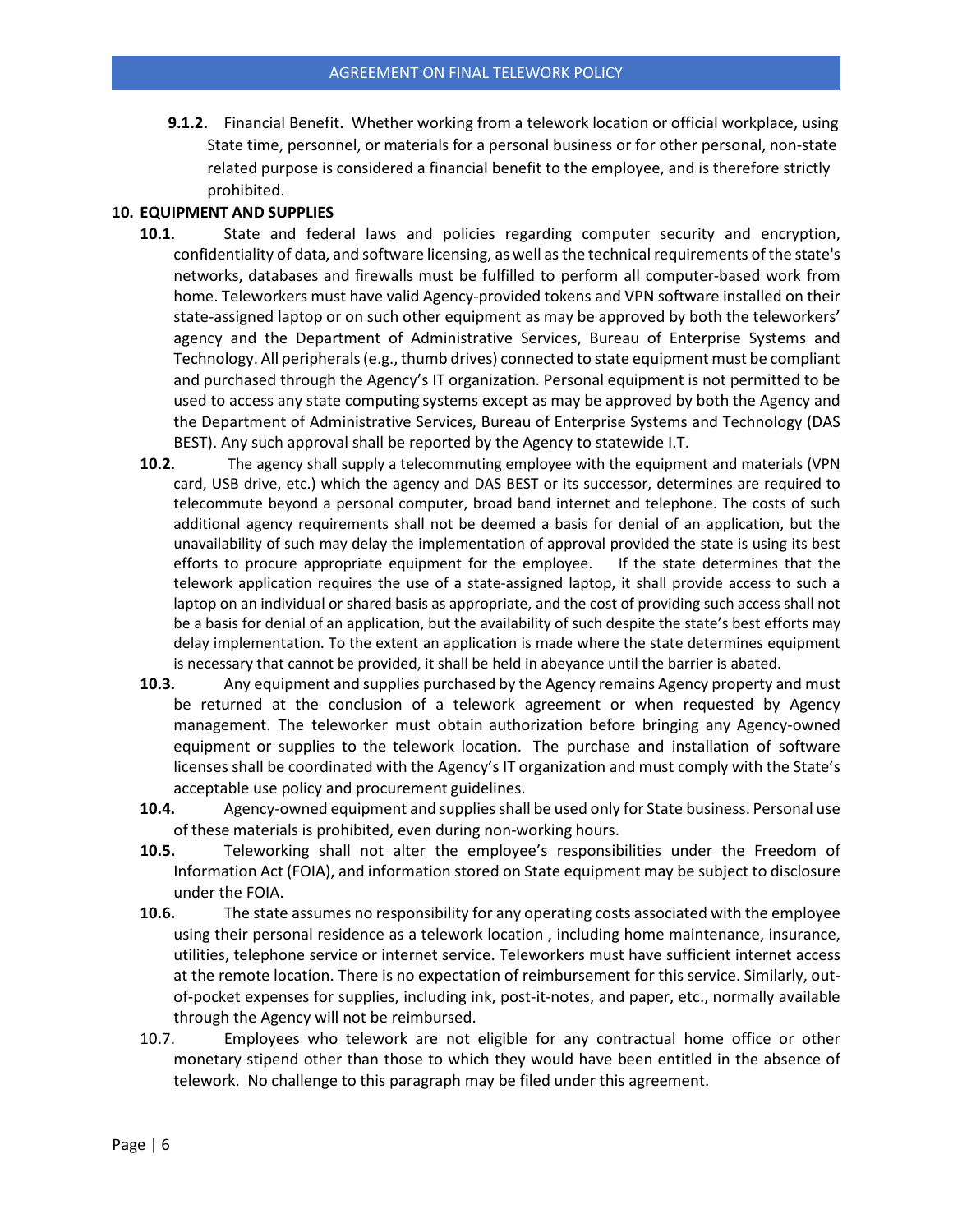**9.1.2.** Financial Benefit. Whether working from a telework location or official workplace, using State time, personnel, or materials for a personal business or for other personal, non-state related purpose is considered a financial benefit to the employee, and is therefore strictly prohibited.

## 10. EQUIPMENT AND SUPPLIES

**10.1.** State and federal laws and policies regarding computer security and encryption, confidentiality of data, and software licensing, as well as the technical requirements of the state's networks, databases and firewalls must be fulfilled to perform all computer-based work from home. Teleworkers must have valid Agency-provided tokens and VPN software installed on their state-assigned laptop or on such other equipment as may be approved by both the teleworkers' agency and the Department of Administrative Services, Bureau of Enterprise Systems and Technology. All peripherals (e.g., thumb drives) connected to state equipment must be compliant and purchased through the Agency's IT organization. Personal equipment is not permitted to be used to access any state computing systems except as may be approved by both the Agency and the Department of Administrative Services, Bureau of Enterprise Systems and Technology (DAS BEST). Any such approval shall be reported by the Agency to statewide I.T.

**10.2.** The agency shall supply a telecommuting employee with the equipment and materials (VPN card, USB drive, etc.) which the agency and DAS BEST or its successor, determines are required to telecommute beyond a personal computer, broad band internet and telephone. The costs of such additional agency requirements shall not be deemed a basis for denial of an application, but the unavailability of such may delay the implementation of approval provided the state is using its best efforts to procure appropriate equipment for the employee. If the state determines that the telework application requires the use of a state-assigned laptop, it shall provide access to such a laptop on an individual or shared basis as appropriate, and the cost of providing such access shall not be a basis for denial of an application, but the availability of such despite the state's best efforts may delay implementation. To the extent an application is made where the state determines equipment is necessary that cannot be provided, it shall be held in abeyance until the barrier is abated.

**10.3.** Any equipment and supplies purchased by the Agency remains Agency property and must be returned at the conclusion of a telework agreement or when requested by Agency management. The teleworker must obtain authorization before bringing any Agency-owned equipment or supplies to the telework location. The purchase and installation of software licenses shall be coordinated with the Agency's IT organization and must comply with the State's acceptable use policy and procurement guidelines.

**10.4.** Agency-owned equipment and supplies shall be used only for State business. Personal use of these materials is prohibited, even during non-working hours.

**10.5.** Teleworking shall not alter the employee's responsibilities under the Freedom of Information Act (FOIA), and information stored on State equipment may be subject to disclosure under the FOIA.

**10.6.** The state assumes no responsibility for any operating costs associated with the employee using their personal residence as a telework location , including home maintenance, insurance, utilities, telephone service or internet service. Teleworkers must have sufficient internet access at the remote location. There is no expectation of reimbursement for this service. Similarly, out-of-pocket expenses for supplies, including ink, post-it-notes, and paper, etc., normally available through the Agency will not be reimbursed.

10.7. Employees who telework are not eligible for any contractual home office or other monetary stipend other than those to which they would have been entitled in the absence of telework. No challenge to this paragraph may be filed under this agreement.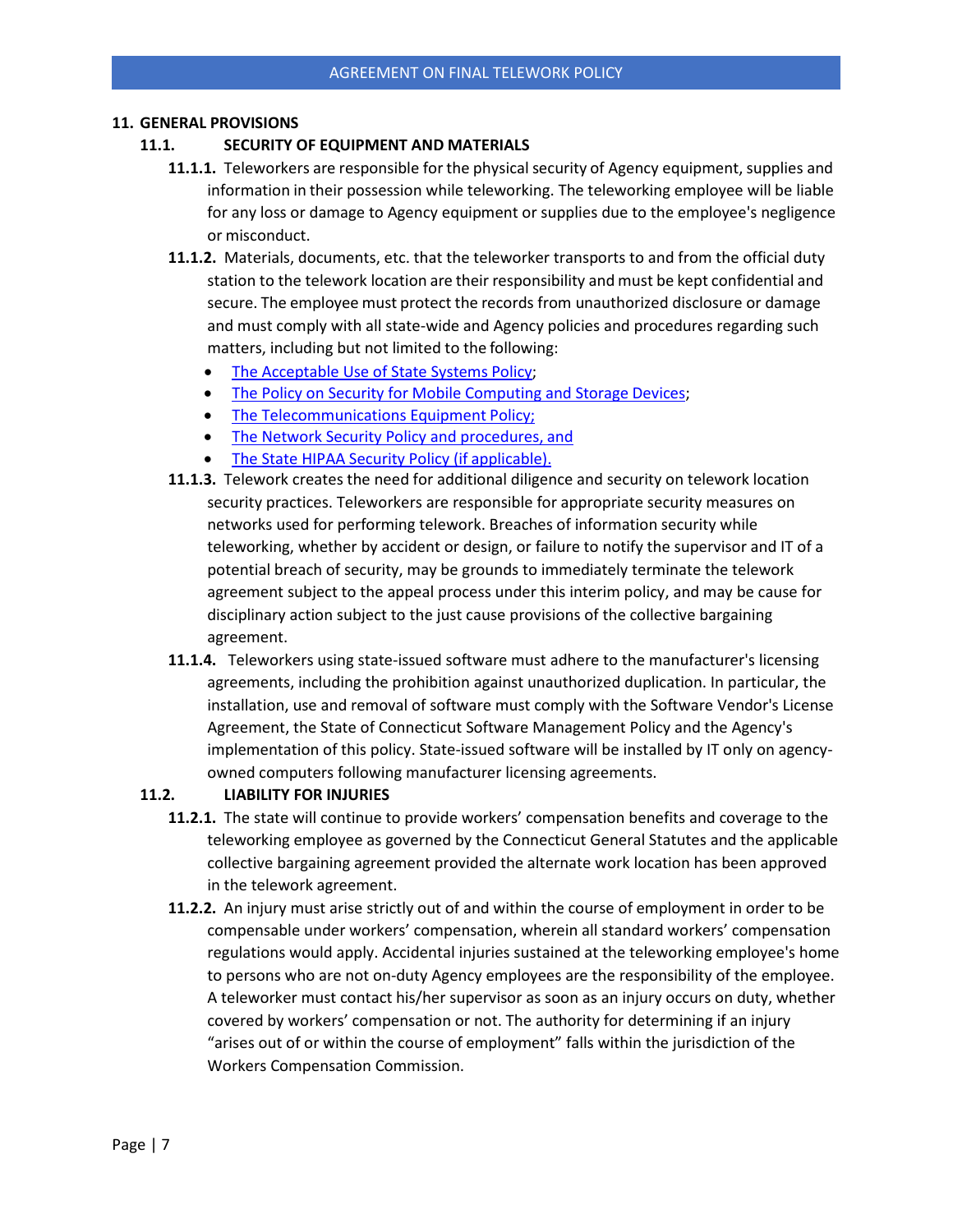## 11. GENERAL PROVISIONS

### 11.1. SECURITY OF EQUIPMENT AND MATERIALS

**11.1.1.** Teleworkers are responsible for the physical security of Agency equipment, supplies and information in their possession while teleworking. The teleworking employee will be liable for any loss or damage to Agency equipment or supplies due to the employee's negligence or misconduct.

**11.1.2.** Materials, documents, etc. that the teleworker transports to and from the official duty station to the telework location are their responsibility and must be kept confidential and secure. The employee must protect the records from unauthorized disclosure or damage and must comply with all state-wide and Agency policies and procedures regarding such matters, including but not limited to the following:

- The Acceptable Use of State Systems Policy;
- The Policy on Security for Mobile Computing and Storage Devices;
- The Telecommunications Equipment Policy;
- The Network Security Policy and procedures, and
- The State HIPAA Security Policy (if applicable).

**11.1.3.** Telework creates the need for additional diligence and security on telework location security practices. Teleworkers are responsible for appropriate security measures on networks used for performing telework. Breaches of information security while teleworking, whether by accident or design, or failure to notify the supervisor and IT of a potential breach of security, may be grounds to immediately terminate the telework agreement subject to the appeal process under this interim policy, and may be cause for disciplinary action subject to the just cause provisions of the collective bargaining agreement.

**11.1.4.** Teleworkers using state-issued software must adhere to the manufacturer's licensing agreements, including the prohibition against unauthorized duplication. In particular, the installation, use and removal of software must comply with the Software Vendor's License Agreement, the State of Connecticut Software Management Policy and the Agency's implementation of this policy. State-issued software will be installed by IT only on agency-owned computers following manufacturer licensing agreements.

### 11.2. LIABILITY FOR INJURIES

**11.2.1.** The state will continue to provide workers' compensation benefits and coverage to the teleworking employee as governed by the Connecticut General Statutes and the applicable collective bargaining agreement provided the alternate work location has been approved in the telework agreement.

**11.2.2.** An injury must arise strictly out of and within the course of employment in order to be compensable under workers' compensation, wherein all standard workers' compensation regulations would apply. Accidental injuries sustained at the teleworking employee's home to persons who are not on-duty Agency employees are the responsibility of the employee. A teleworker must contact his/her supervisor as soon as an injury occurs on duty, whether covered by workers' compensation or not. The authority for determining if an injury "arises out of or within the course of employment" falls within the jurisdiction of the Workers Compensation Commission.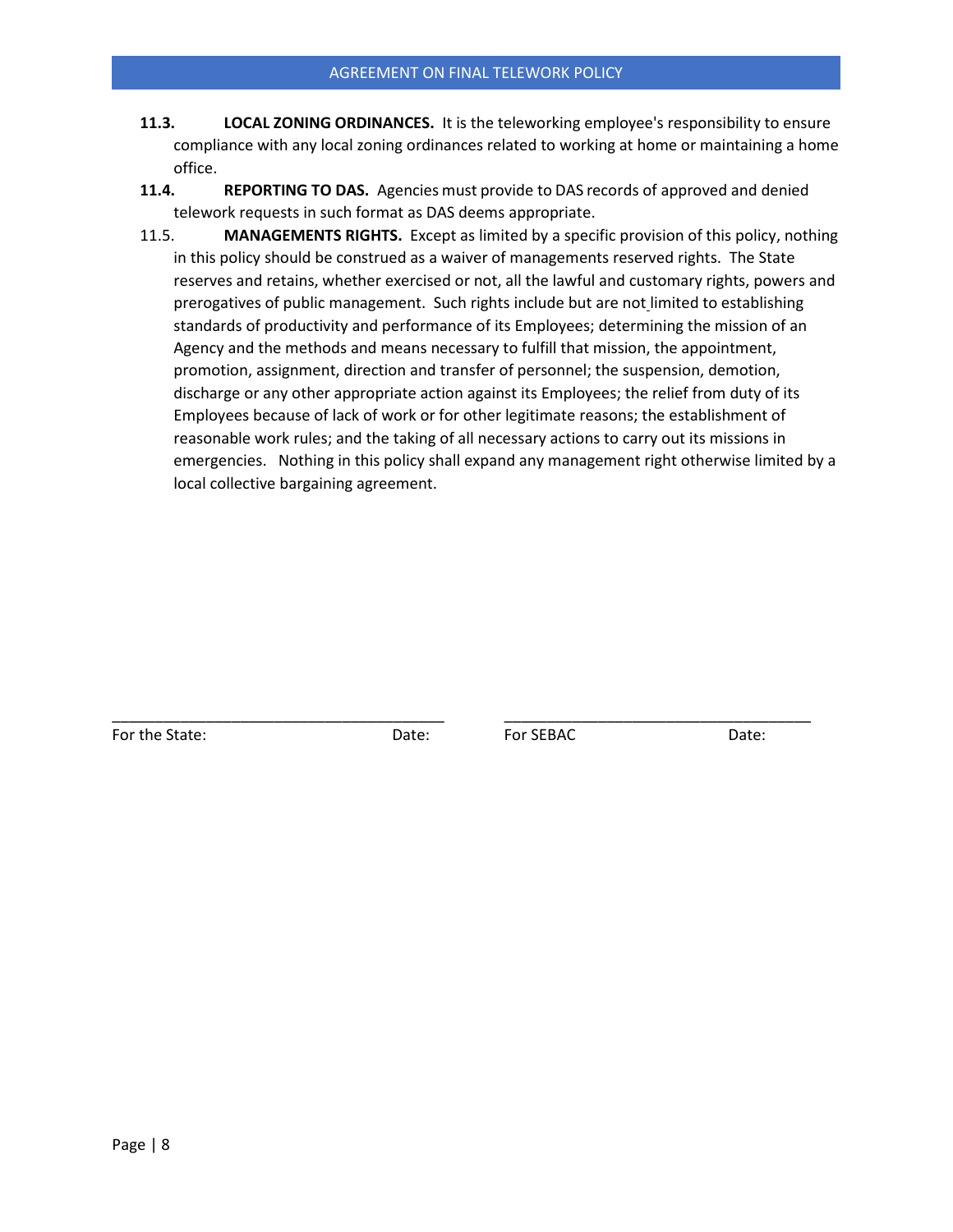**11.3. LOCAL ZONING ORDINANCES.** It is the teleworking employee's responsibility to ensure compliance with any local zoning ordinances related to working at home or maintaining a home office.

**11.4. REPORTING TO DAS.** Agencies must provide to DAS records of approved and denied telework requests in such format as DAS deems appropriate.

11.5. **MANAGEMENTS RIGHTS.** Except as limited by a specific provision of this policy, nothing in this policy should be construed as a waiver of managements reserved rights. The State reserves and retains, whether exercised or not, all the lawful and customary rights, powers and prerogatives of public management. Such rights include but are not limited to establishing standards of productivity and performance of its Employees; determining the mission of an Agency and the methods and means necessary to fulfill that mission, the appointment, promotion, assignment, direction and transfer of personnel; the suspension, demotion, discharge or any other appropriate action against its Employees; the relief from duty of its Employees because of lack of work or for other legitimate reasons; the establishment of reasonable work rules; and the taking of all necessary actions to carry out its missions in emergencies. Nothing in this policy shall expand any management right otherwise limited by a local collective bargaining agreement.

_______________________________________ _______________________________________

For the State: Date: For SEBAC Date: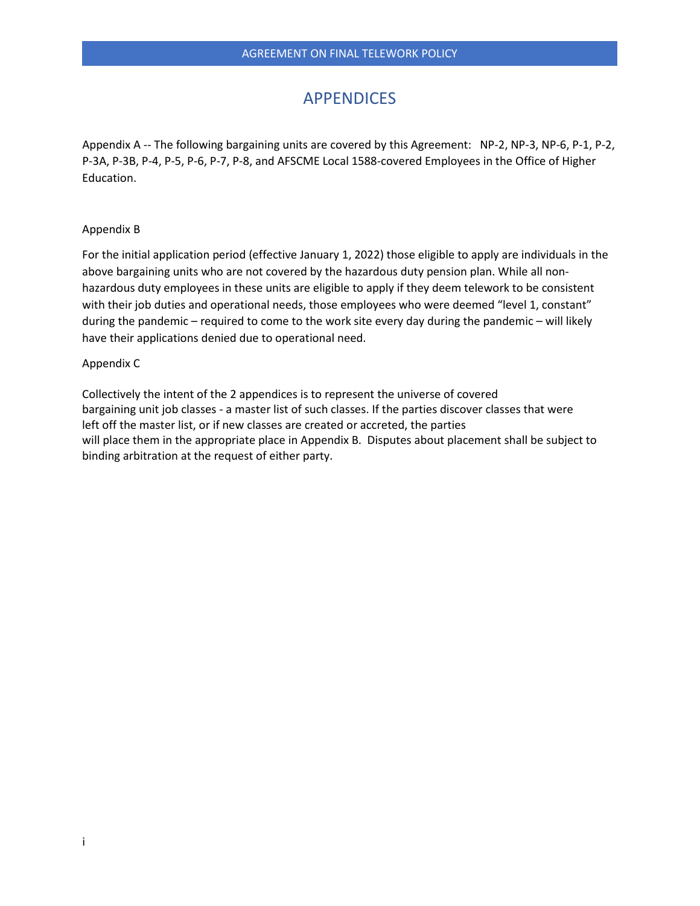# APPENDICES

Appendix A -- The following bargaining units are covered by this Agreement: NP-2, NP-3, NP-6, P-1, P-2, P-3A, P-3B, P-4, P-5, P-6, P-7, P-8, and AFSCME Local 1588-covered Employees in the Office of Higher Education.

Appendix B

For the initial application period (effective January 1, 2022) those eligible to apply are individuals in the above bargaining units who are not covered by the hazardous duty pension plan. While all non-hazardous duty employees in these units are eligible to apply if they deem telework to be consistent with their job duties and operational needs, those employees who were deemed "level 1, constant" during the pandemic – required to come to the work site every day during the pandemic – will likely have their applications denied due to operational need.

Appendix C

Collectively the intent of the 2 appendices is to represent the universe of covered bargaining unit job classes - a master list of such classes. If the parties discover classes that were left off the master list, or if new classes are created or accreted, the parties will place them in the appropriate place in Appendix B. Disputes about placement shall be subject to binding arbitration at the request of either party.